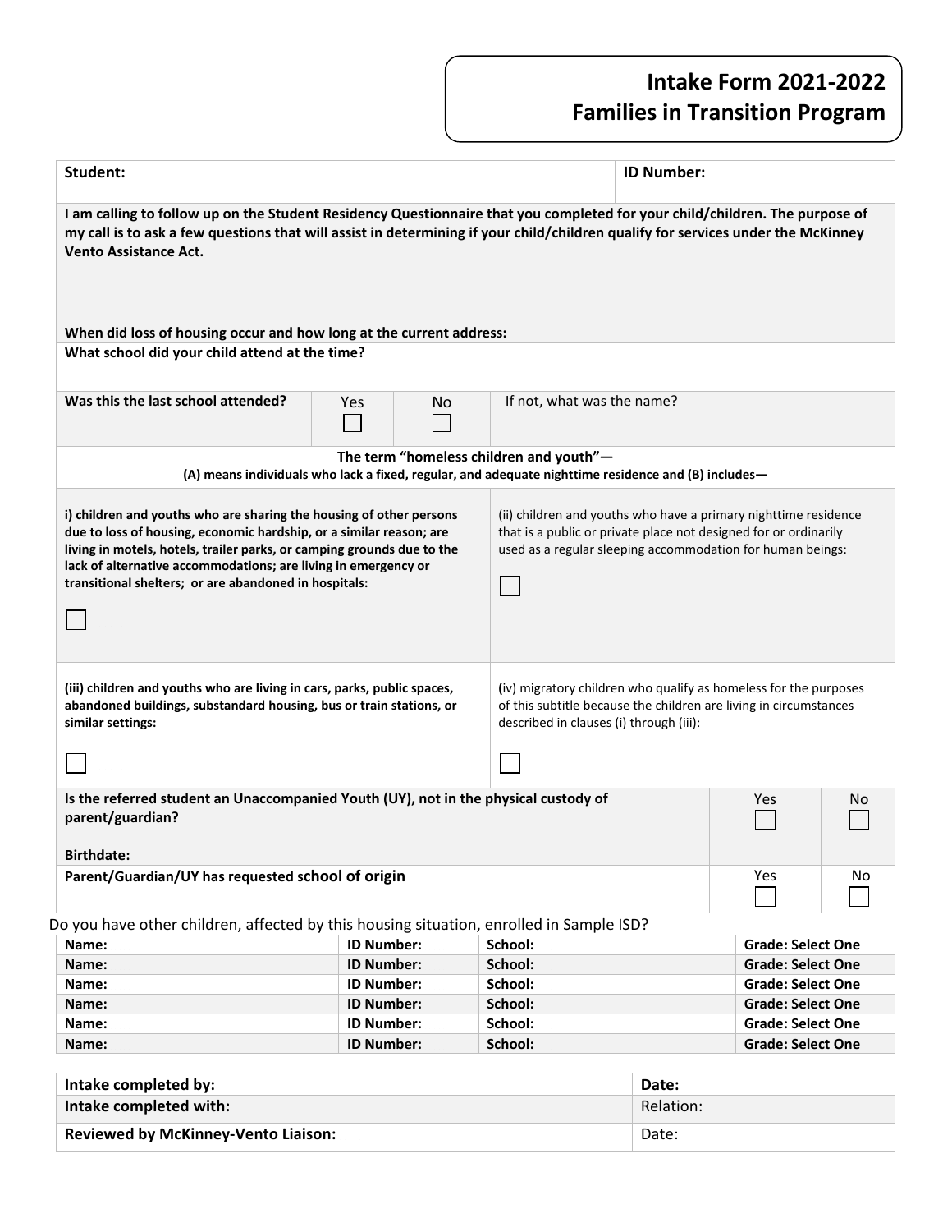# Intake Form 2021-2022
# Families in Transition Program

| **Student:** | **ID Number:** |
|---|---|

**I am calling to follow up on the Student Residency Questionnaire that you completed for your child/children. The purpose of my call is to ask a few questions that will assist in determining if your child/children qualify for services under the McKinney Vento Assistance Act.**

**When did loss of housing occur and how long at the current address:**

**What school did your child attend at the time?**

| **Was this the last school attended?** | Yes ☐ | No ☐ | If not, what was the name? |
|---|---|---|---|

**The term "homeless children and youth"—**
**(A) means individuals who lack a fixed, regular, and adequate nighttime residence and (B) includes—**

| | |
|---|---|
| **i) children and youths who are sharing the housing of other persons due to loss of housing, economic hardship, or a similar reason; are living in motels, hotels, trailer parks, or camping grounds due to the lack of alternative accommodations; are living in emergency or transitional shelters; or are abandoned in hospitals:** ☐ | (ii) children and youths who have a primary nighttime residence that is a public or private place not designed for or ordinarily used as a regular sleeping accommodation for human beings: ☐ |
| **(iii) children and youths who are living in cars, parks, public spaces, abandoned buildings, substandard housing, bus or train stations, or similar settings:** ☐ | (iv) migratory children who qualify as homeless for the purposes of this subtitle because the children are living in circumstances described in clauses (i) through (iii): ☐ |

| | | |
|---|---|---|
| **Is the referred student an Unaccompanied Youth (UY), not in the physical custody of parent/guardian?**<br><br>**Birthdate:** | Yes ☐ | No ☐ |
| **Parent/Guardian/UY has requested school of origin** | Yes ☐ | No ☐ |

Do you have other children, affected by this housing situation, enrolled in Sample ISD?

| | | | |
|---|---|---|---|
| **Name:** | **ID Number:** | **School:** | **Grade: Select One** |
| **Name:** | **ID Number:** | **School:** | **Grade: Select One** |
| **Name:** | **ID Number:** | **School:** | **Grade: Select One** |
| **Name:** | **ID Number:** | **School:** | **Grade: Select One** |
| **Name:** | **ID Number:** | **School:** | **Grade: Select One** |
| **Name:** | **ID Number:** | **School:** | **Grade: Select One** |

| | |
|---|---|
| **Intake completed by:** | **Date:** |
| **Intake completed with:** | Relation: |
| **Reviewed by McKinney-Vento Liaison:** | Date: |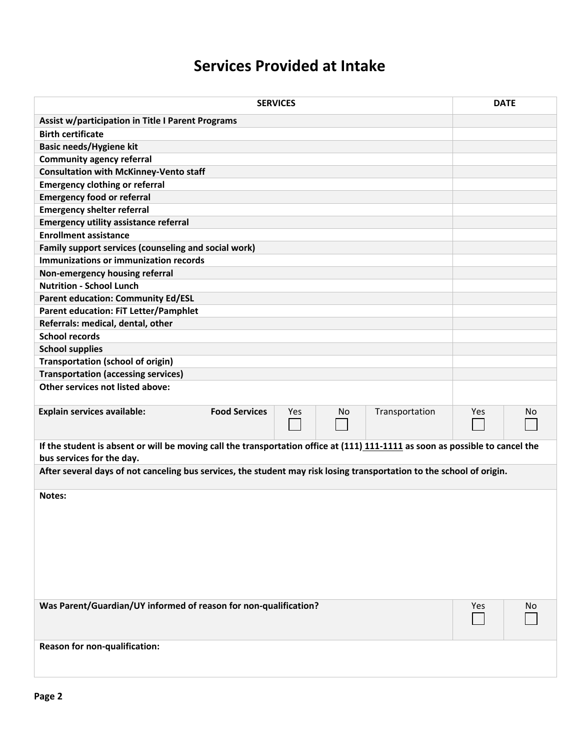# Services Provided at Intake

| SERVICES | DATE |
|---|---|
| **Assist w/participation in Title I Parent Programs** | |
| **Birth certificate** | |
| **Basic needs/Hygiene kit** | |
| **Community agency referral** | |
| **Consultation with McKinney-Vento staff** | |
| **Emergency clothing or referral** | |
| **Emergency food or referral** | |
| **Emergency shelter referral** | |
| **Emergency utility assistance referral** | |
| **Enrollment assistance** | |
| **Family support services (counseling and social work)** | |
| **Immunizations or immunization records** | |
| **Non-emergency housing referral** | |
| **Nutrition - School Lunch** | |
| **Parent education: Community Ed/ESL** | |
| **Parent education: FiT Letter/Pamphlet** | |
| **Referrals: medical, dental, other** | |
| **School records** | |
| **School supplies** | |
| **Transportation (school of origin)** | |
| **Transportation (accessing services)** | |
| **Other services not listed above:** | |

| | | | | | | |
|---|---|---|---|---|---|---|
| **Explain services available:** | **Food Services** | Yes ☐ | No ☐ | Transportation | Yes ☐ | No ☐ |

**If the student is absent or will be moving call the transportation office at (111) 111-1111 as soon as possible to cancel the bus services for the day.**

**After several days of not canceling bus services, the student may risk losing transportation to the school of origin.**

**Notes:**

| | | |
|---|---|---|
| **Was Parent/Guardian/UY informed of reason for non-qualification?** | Yes ☐ | No ☐ |

**Reason for non-qualification:**